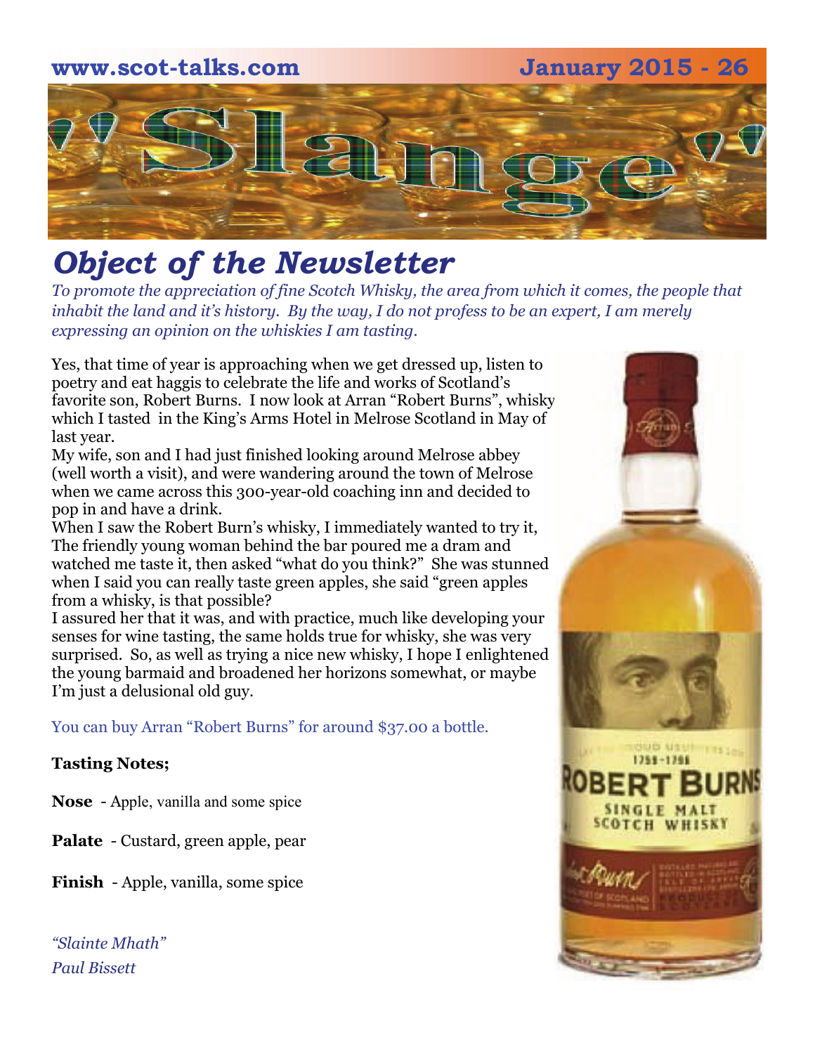# "Slange"

## *Object of the Newsletter*

*To promote the appreciation of fine Scotch Whisky, the area from which it comes, the people that inhabit the land and it's history. By the way, I do not profess to be an expert, I am merely expressing an opinion on the whiskies I am tasting.*

Yes, that time of year is approaching when we get dressed up, listen to poetry and eat haggis to celebrate the life and works of Scotland's favorite son, Robert Burns. I now look at Arran "Robert Burns", whisky which I tasted in the King's Arms Hotel in Melrose Scotland in May of last year.
My wife, son and I had just finished looking around Melrose abbey (well worth a visit), and were wandering around the town of Melrose when we came across this 300-year-old coaching inn and decided to pop in and have a drink.
When I saw the Robert Burn's whisky, I immediately wanted to try it, The friendly young woman behind the bar poured me a dram and watched me taste it, then asked "what do you think?" She was stunned when I said you can really taste green apples, she said "green apples from a whisky, is that possible?
I assured her that it was, and with practice, much like developing your senses for wine tasting, the same holds true for whisky, she was very surprised. So, as well as trying a nice new whisky, I hope I enlightened the young barmaid and broadened her horizons somewhat, or maybe I'm just a delusional old guy.

You can buy Arran "Robert Burns" for around $37.00 a bottle.

**Tasting Notes;**

**Nose** - Apple, vanilla and some spice

**Palate** - Custard, green apple, pear

**Finish** - Apple, vanilla, some spice

*"Slainte Mhath"*
*Paul Bissett*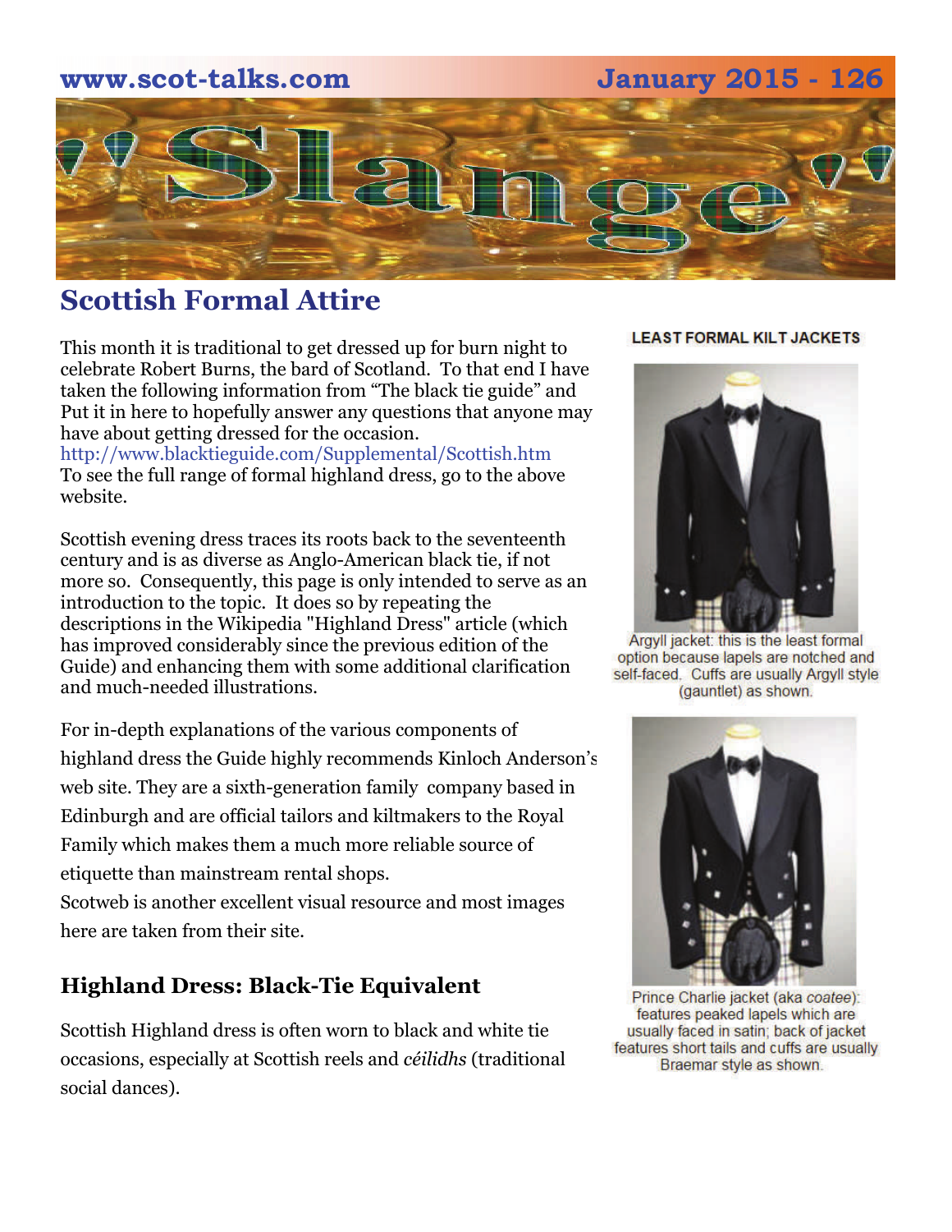# 'Slange'

## Scottish Formal Attire

This month it is traditional to get dressed up for burn night to celebrate Robert Burns, the bard of Scotland. To that end I have taken the following information from "The black tie guide" and Put it in here to hopefully answer any questions that anyone may have about getting dressed for the occasion.
http://www.blacktieguide.com/Supplemental/Scottish.htm
To see the full range of formal highland dress, go to the above website.

Scottish evening dress traces its roots back to the seventeenth century and is as diverse as Anglo-American black tie, if not more so. Consequently, this page is only intended to serve as an introduction to the topic. It does so by repeating the descriptions in the Wikipedia "Highland Dress" article (which has improved considerably since the previous edition of the Guide) and enhancing them with some additional clarification and much-needed illustrations.

For in-depth explanations of the various components of highland dress the Guide highly recommends Kinloch Anderson's web site. They are a sixth-generation family company based in Edinburgh and are official tailors and kiltmakers to the Royal Family which makes them a much more reliable source of etiquette than mainstream rental shops.
Scotweb is another excellent visual resource and most images here are taken from their site.

### Highland Dress: Black-Tie Equivalent

Scottish Highland dress is often worn to black and white tie occasions, especially at Scottish reels and *céilidhs* (traditional social dances).

**LEAST FORMAL KILT JACKETS**

Argyll jacket: this is the least formal option because lapels are notched and self-faced. Cuffs are usually Argyll style (gauntlet) as shown.

Prince Charlie jacket (aka *coatee*): features peaked lapels which are usually faced in satin; back of jacket features short tails and cuffs are usually Braemar style as shown.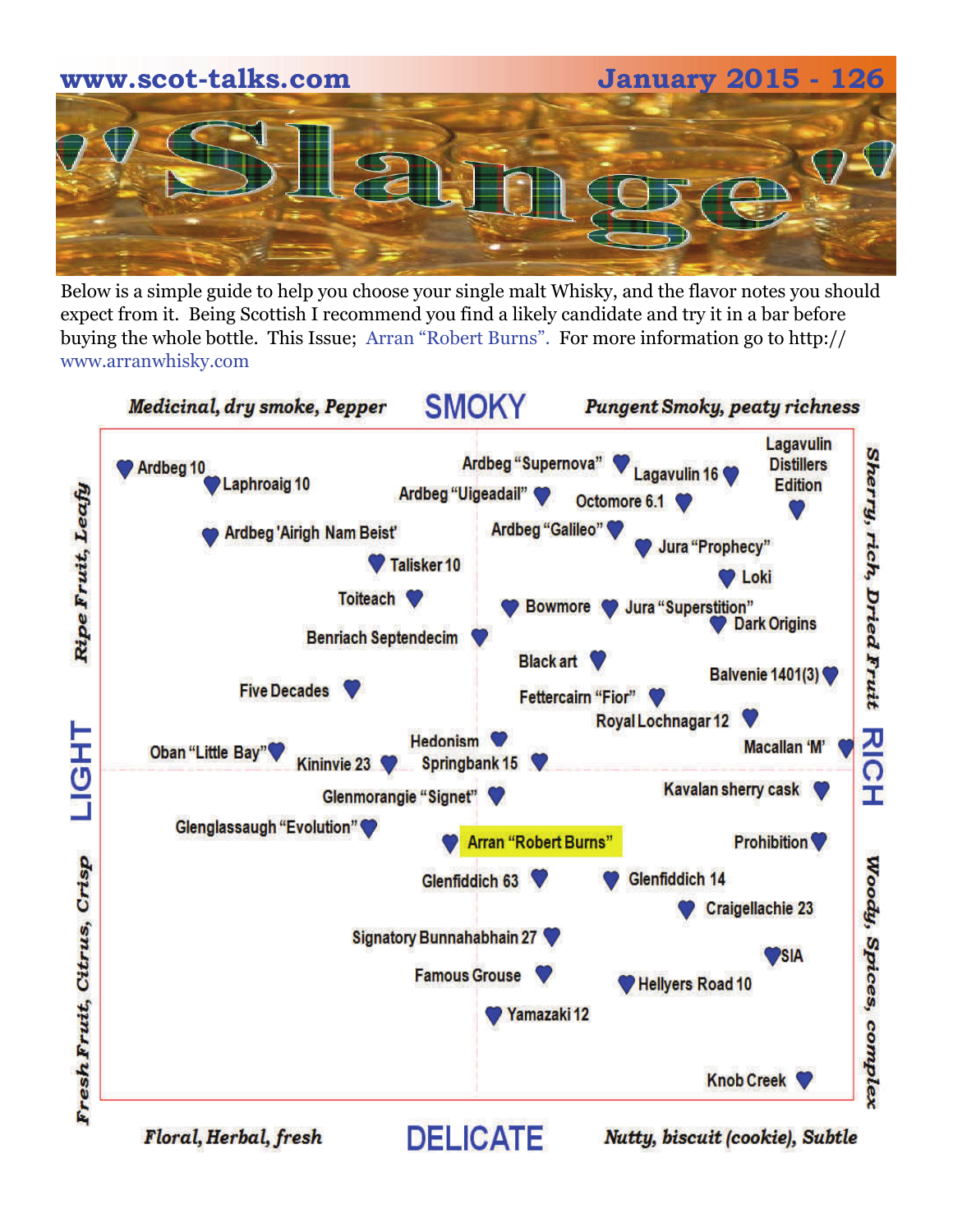www.scot-talks.com January 2015 - 126

# "Slange"

Below is a simple guide to help you choose your single malt Whisky, and the flavor notes you should expect from it. Being Scottish I recommend you find a likely candidate and try it in a bar before buying the whole bottle. This Issue; Arran "Robert Burns". For more information go to http://www.arranwhisky.com

**SMOKY**

*Medicinal, dry smoke, Pepper* — *Pungent Smoky, peaty richness*

**LIGHT** — *Ripe Fruit, Leafy* / *Fresh Fruit, Citrus, Crisp*

**RICH** — *Sherry, rich, Dried Fruit* / *Woody, Spices, complex*

**DELICATE**

*Floral, Herbal, fresh* — *Nutty, biscuit (cookie), Subtle*

- Ardbeg 10
- Laphroaig 10
- Ardbeg "Supernova"
- Lagavulin 16
- Lagavulin Distillers Edition
- Ardbeg "Uigeadail"
- Octomore 6.1
- Ardbeg 'Airigh Nam Beist'
- Ardbeg "Galileo"
- Jura "Prophecy"
- Talisker 10
- Loki
- Toiteach
- Bowmore
- Jura "Superstition"
- Dark Origins
- Benriach Septendecim
- Black art
- Balvenie 1401(3)
- Five Decades
- Fettercairn "Fior"
- Royal Lochnagar 12
- Hedonism
- Oban "Little Bay"
- Kininvie 23
- Springbank 15
- Macallan 'M'
- Glenmorangie "Signet"
- Kavalan sherry cask
- Glenglassaugh "Evolution"
- Arran "Robert Burns"
- Prohibition
- Glenfiddich 63
- Glenfiddich 14
- Craigellachie 23
- Signatory Bunnahabhain 27
- SIA
- Famous Grouse
- Hellyers Road 10
- Yamazaki 12
- Knob Creek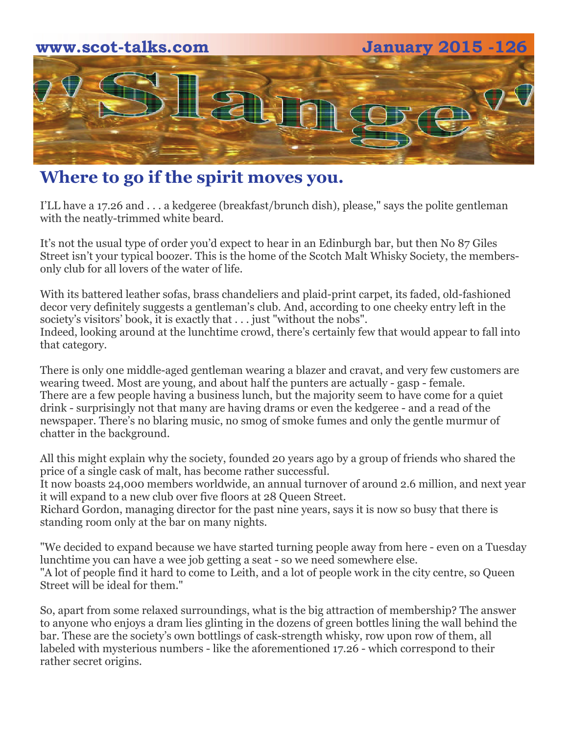# "Slange"

## Where to go if the spirit moves you.

I'LL have a 17.26 and . . . a kedgeree (breakfast/brunch dish), please," says the polite gentleman with the neatly-trimmed white beard.

It's not the usual type of order you'd expect to hear in an Edinburgh bar, but then No 87 Giles Street isn't your typical boozer. This is the home of the Scotch Malt Whisky Society, the members-only club for all lovers of the water of life.

With its battered leather sofas, brass chandeliers and plaid-print carpet, its faded, old-fashioned decor very definitely suggests a gentleman's club. And, according to one cheeky entry left in the society's visitors' book, it is exactly that . . . just "without the nobs".
Indeed, looking around at the lunchtime crowd, there's certainly few that would appear to fall into that category.

There is only one middle-aged gentleman wearing a blazer and cravat, and very few customers are wearing tweed. Most are young, and about half the punters are actually - gasp - female.
There are a few people having a business lunch, but the majority seem to have come for a quiet drink - surprisingly not that many are having drams or even the kedgeree - and a read of the newspaper. There's no blaring music, no smog of smoke fumes and only the gentle murmur of chatter in the background.

All this might explain why the society, founded 20 years ago by a group of friends who shared the price of a single cask of malt, has become rather successful.
It now boasts 24,000 members worldwide, an annual turnover of around 2.6 million, and next year it will expand to a new club over five floors at 28 Queen Street.
Richard Gordon, managing director for the past nine years, says it is now so busy that there is standing room only at the bar on many nights.

"We decided to expand because we have started turning people away from here - even on a Tuesday lunchtime you can have a wee job getting a seat - so we need somewhere else.
"A lot of people find it hard to come to Leith, and a lot of people work in the city centre, so Queen Street will be ideal for them."

So, apart from some relaxed surroundings, what is the big attraction of membership? The answer to anyone who enjoys a dram lies glinting in the dozens of green bottles lining the wall behind the bar. These are the society's own bottlings of cask-strength whisky, row upon row of them, all labeled with mysterious numbers - like the aforementioned 17.26 - which correspond to their rather secret origins.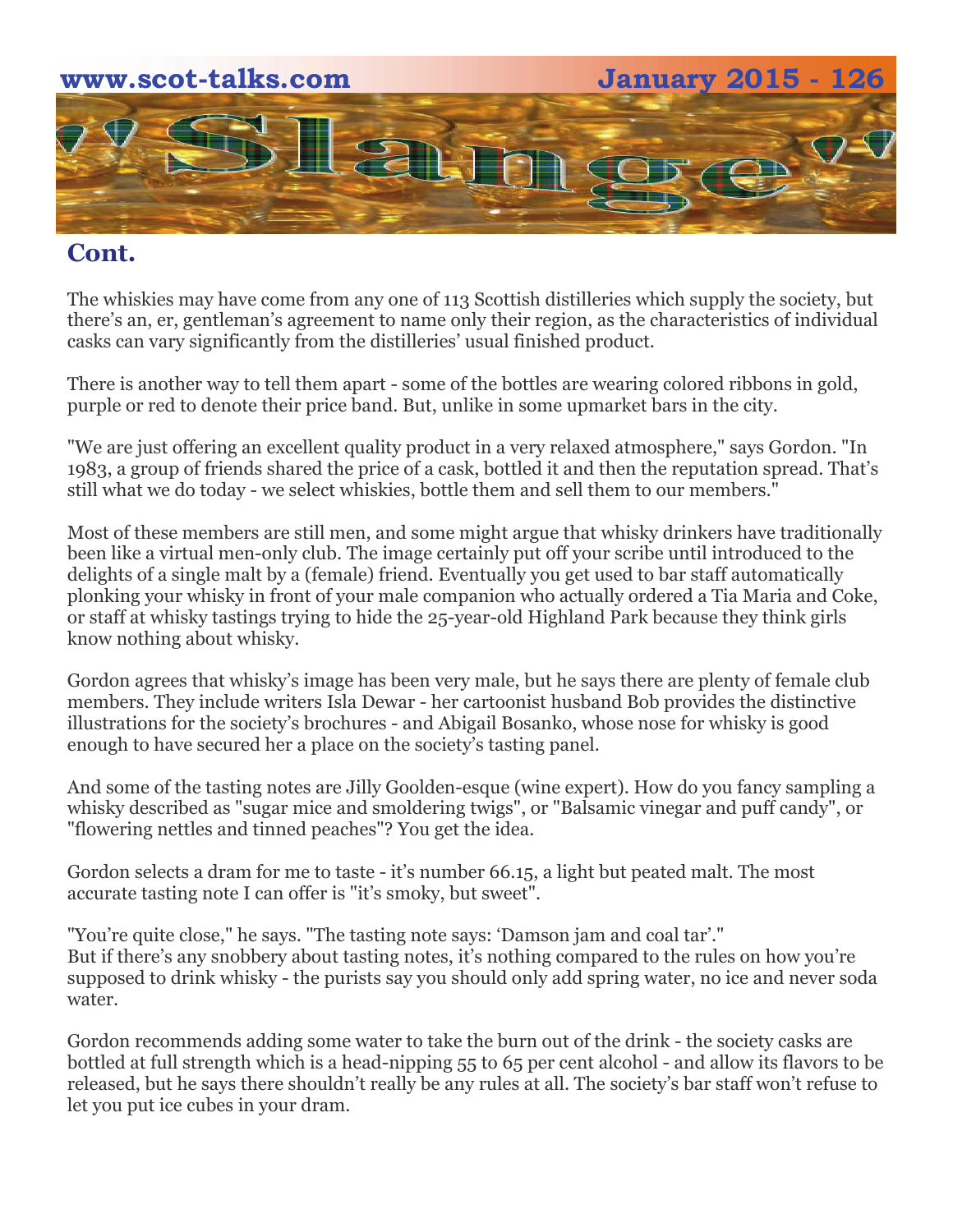## Cont.

The whiskies may have come from any one of 113 Scottish distilleries which supply the society, but there's an, er, gentleman's agreement to name only their region, as the characteristics of individual casks can vary significantly from the distilleries' usual finished product.

There is another way to tell them apart - some of the bottles are wearing colored ribbons in gold, purple or red to denote their price band. But, unlike in some upmarket bars in the city.

"We are just offering an excellent quality product in a very relaxed atmosphere," says Gordon. "In 1983, a group of friends shared the price of a cask, bottled it and then the reputation spread. That's still what we do today - we select whiskies, bottle them and sell them to our members."

Most of these members are still men, and some might argue that whisky drinkers have traditionally been like a virtual men-only club. The image certainly put off your scribe until introduced to the delights of a single malt by a (female) friend. Eventually you get used to bar staff automatically plonking your whisky in front of your male companion who actually ordered a Tia Maria and Coke, or staff at whisky tastings trying to hide the 25-year-old Highland Park because they think girls know nothing about whisky.

Gordon agrees that whisky's image has been very male, but he says there are plenty of female club members. They include writers Isla Dewar - her cartoonist husband Bob provides the distinctive illustrations for the society's brochures - and Abigail Bosanko, whose nose for whisky is good enough to have secured her a place on the society's tasting panel.

And some of the tasting notes are Jilly Goolden-esque (wine expert). How do you fancy sampling a whisky described as "sugar mice and smoldering twigs", or "Balsamic vinegar and puff candy", or "flowering nettles and tinned peaches"? You get the idea.

Gordon selects a dram for me to taste - it's number 66.15, a light but peated malt. The most accurate tasting note I can offer is "it's smoky, but sweet".

"You're quite close," he says. "The tasting note says: 'Damson jam and coal tar'."
But if there's any snobbery about tasting notes, it's nothing compared to the rules on how you're supposed to drink whisky - the purists say you should only add spring water, no ice and never soda water.

Gordon recommends adding some water to take the burn out of the drink - the society casks are bottled at full strength which is a head-nipping 55 to 65 per cent alcohol - and allow its flavors to be released, but he says there shouldn't really be any rules at all. The society's bar staff won't refuse to let you put ice cubes in your dram.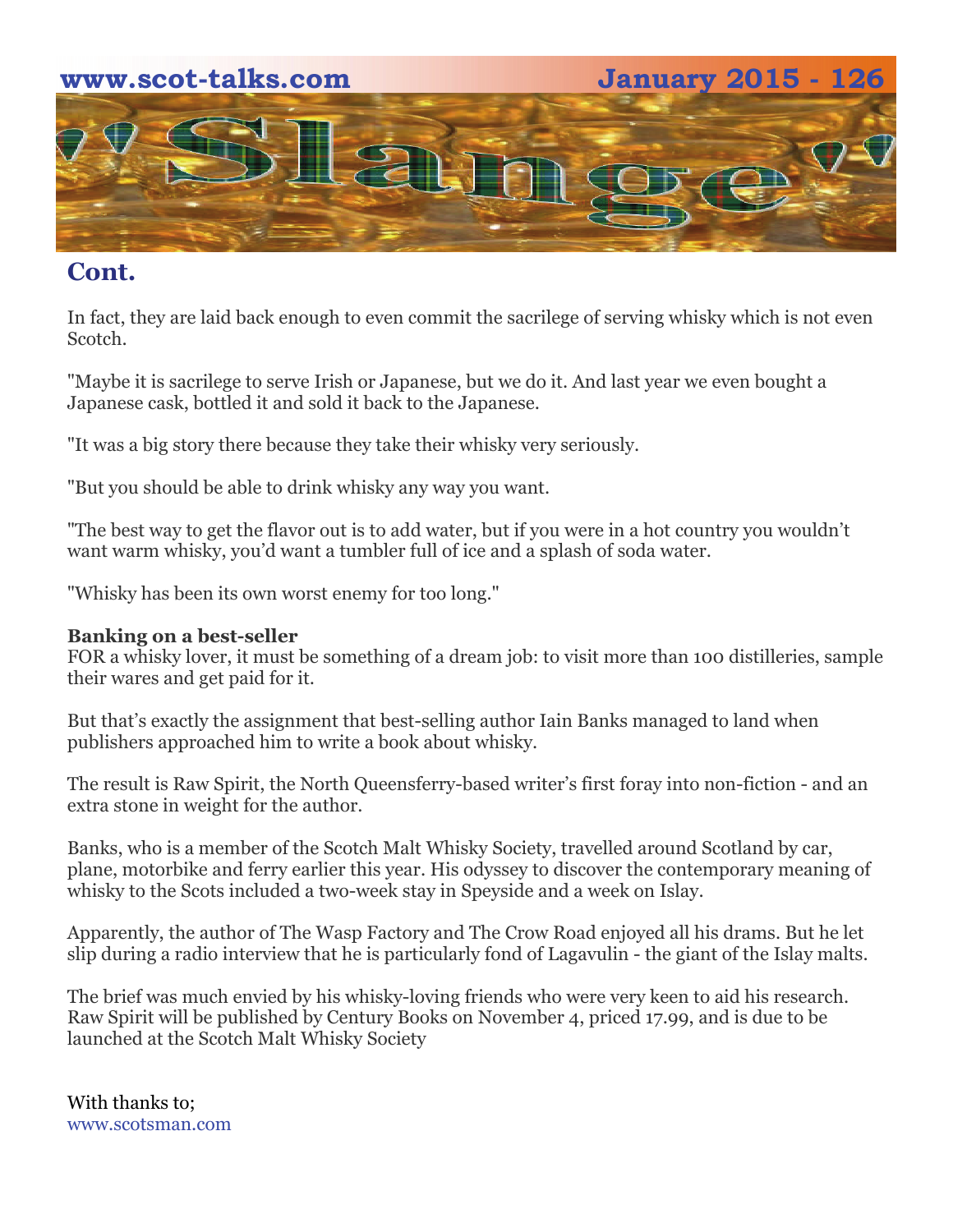## Cont.

In fact, they are laid back enough to even commit the sacrilege of serving whisky which is not even Scotch.

"Maybe it is sacrilege to serve Irish or Japanese, but we do it. And last year we even bought a Japanese cask, bottled it and sold it back to the Japanese.

"It was a big story there because they take their whisky very seriously.

"But you should be able to drink whisky any way you want.

"The best way to get the flavor out is to add water, but if you were in a hot country you wouldn't want warm whisky, you'd want a tumbler full of ice and a splash of soda water.

"Whisky has been its own worst enemy for too long."

**Banking on a best-seller**

FOR a whisky lover, it must be something of a dream job: to visit more than 100 distilleries, sample their wares and get paid for it.

But that's exactly the assignment that best-selling author Iain Banks managed to land when publishers approached him to write a book about whisky.

The result is Raw Spirit, the North Queensferry-based writer's first foray into non-fiction - and an extra stone in weight for the author.

Banks, who is a member of the Scotch Malt Whisky Society, travelled around Scotland by car, plane, motorbike and ferry earlier this year. His odyssey to discover the contemporary meaning of whisky to the Scots included a two-week stay in Speyside and a week on Islay.

Apparently, the author of The Wasp Factory and The Crow Road enjoyed all his drams. But he let slip during a radio interview that he is particularly fond of Lagavulin - the giant of the Islay malts.

The brief was much envied by his whisky-loving friends who were very keen to aid his research. Raw Spirit will be published by Century Books on November 4, priced 17.99, and is due to be launched at the Scotch Malt Whisky Society

With thanks to;
www.scotsman.com